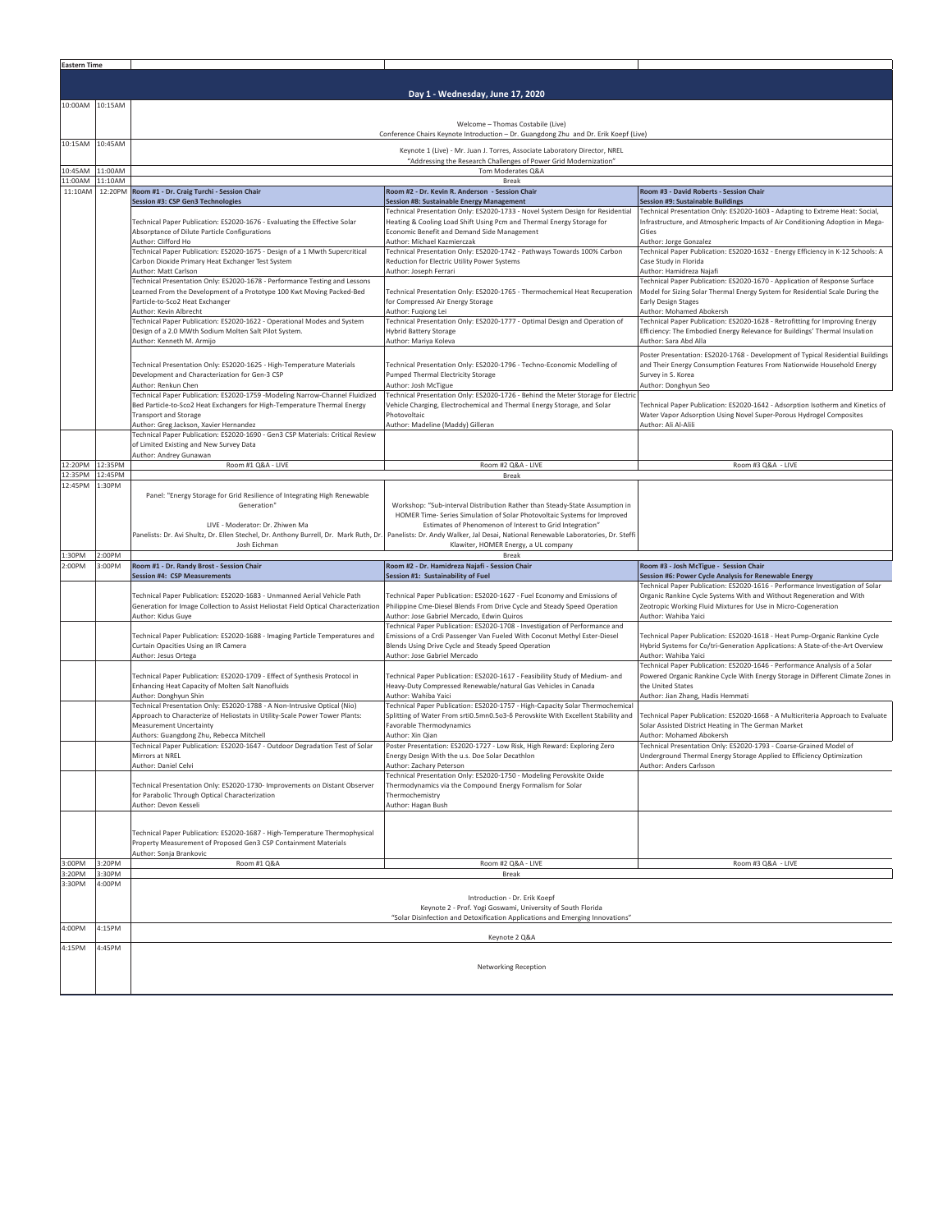| Eastern Time | | | | |
|---|---|---|---|---|
| | | **Day 1 - Wednesday, June 17, 2020** | | |
| 10:00AM | 10:15AM | Welcome – Thomas Costabile (Live)<br>Conference Chairs Keynote Introduction – Dr. Guangdong Zhu and Dr. Erik Koepf (Live) | | |
| 10:15AM | 10:45AM | Keynote 1 (Live) - Mr. Juan J. Torres, Associate Laboratory Director, NREL<br>"Addressing the Research Challenges of Power Grid Modernization" | | |
| 10:45AM | 11:00AM | Tom Moderates Q&A | | |
| 11:00AM | 11:10AM | Break | | |
| 11:10AM | 12:20PM | **Room #1 - Dr. Craig Turchi - Session Chair**<br>**Session #3: CSP Gen3 Technologies** | **Room #2 - Dr. Kevin R. Anderson - Session Chair**<br>**Session #8: Sustainable Energy Management** | **Room #3 - David Roberts - Session Chair**<br>**Session #9: Sustainable Buildings** |
| | | Technical Paper Publication: ES2020-1676 - Evaluating the Effective Solar Absorptance of Dilute Particle Configurations<br>Author: Clifford Ho | Technical Presentation Only: ES2020-1733 - Novel System Design for Residential Heating & Cooling Load Shift Using Pcm and Thermal Energy Storage for Economic Benefit and Demand Side Management<br>Author: Michael Kazmierczak | Technical Presentation Only: ES2020-1603 - Adapting to Extreme Heat: Social, Infrastructure, and Atmospheric Impacts of Air Conditioning Adoption in Mega-Cities<br>Author: Jorge Gonzalez |
| | | Technical Paper Publication: ES2020-1675 - Design of a 1 Mwth Supercritical Carbon Dioxide Primary Heat Exchanger Test System<br>Author: Matt Carlson | Technical Presentation Only: ES2020-1742 - Pathways Towards 100% Carbon Reduction for Electric Utility Power Systems<br>Author: Joseph Ferrari | Technical Paper Publication: ES2020-1632 - Energy Efficiency in K-12 Schools: A Case Study in Florida<br>Author: Hamidreza Najafi |
| | | Technical Presentation Only: ES2020-1678 - Performance Testing and Lessons Learned From the Development of a Prototype 100 Kwt Moving Packed-Bed Particle-to-Sco2 Heat Exchanger<br>Author: Kevin Albrecht | Technical Presentation Only: ES2020-1765 - Thermochemical Heat Recuperation for Compressed Air Energy Storage<br>Author: Fuqiong Lei | Technical Paper Publication: ES2020-1670 - Application of Response Surface Model for Sizing Solar Thermal Energy System for Residential Scale During the Early Design Stages<br>Author: Mohamed Abokersh |
| | | Technical Paper Publication: ES2020-1622 - Operational Modes and System Design of a 2.0 MWth Sodium Molten Salt Pilot System.<br>Author: Kenneth M. Armijo | Technical Presentation Only: ES2020-1777 - Optimal Design and Operation of Hybrid Battery Storage<br>Author: Mariya Koleva | Technical Paper Publication: ES2020-1628 - Retrofitting for Improving Energy Efficiency: The Embodied Energy Relevance for Buildings' Thermal Insulation<br>Author: Sara Abd Alla |
| | | Technical Presentation Only: ES2020-1625 - High-Temperature Materials Development and Characterization for Gen-3 CSP<br>Author: Renkun Chen | Technical Presentation Only: ES2020-1796 - Techno-Economic Modelling of Pumped Thermal Electricity Storage<br>Author: Josh McTigue | Poster Presentation: ES2020-1768 - Development of Typical Residential Buildings and Their Energy Consumption Features From Nationwide Household Energy Survey in S. Korea<br>Author: Donghyun Seo |
| | | Technical Paper Publication: ES2020-1759 -Modeling Narrow-Channel Fluidized Bed Particle-to-Sco2 Heat Exchangers for High-Temperature Thermal Energy Transport and Storage<br>Author: Greg Jackson, Xavier Hernandez | Technical Presentation Only: ES2020-1726 - Behind the Meter Storage for Electric Vehicle Charging, Electrochemical and Thermal Energy Storage, and Solar Photovoltaic<br>Author: Madeline (Maddy) Gilleran | Technical Paper Publication: ES2020-1642 - Adsorption Isotherm and Kinetics of Water Vapor Adsorption Using Novel Super-Porous Hydrogel Composites<br>Author: Ali Al-Alili |
| | | Technical Paper Publication: ES2020-1690 - Gen3 CSP Materials: Critical Review of Limited Existing and New Survey Data<br>Author: Andrey Gunawan | | |
| 12:20PM | 12:35PM | Room #1 Q&A - LIVE | Room #2 Q&A - LIVE | Room #3 Q&A - LIVE |
| 12:35PM | 12:45PM | Break | | |
| 12:45PM | 1:30PM | Panel: "Energy Storage for Grid Resilience of Integrating High Renewable Generation"<br>LIVE - Moderator: Dr. Zhiwen Ma<br>Panelists: Dr. Avi Shultz, Dr. Ellen Stechel, Dr. Anthony Burrell, Dr. Mark Ruth, Dr. Josh Eichman | Workshop: "Sub-interval Distribution Rather than Steady-State Assumption in HOMER Time- Series Simulation of Solar Photovoltaic Systems for Improved Estimates of Phenomenon of Interest to Grid Integration"<br>Panelists: Dr. Andy Walker, Jal Desai, National Renewable Laboratories, Dr. Steffi Klawiter, HOMER Energy, a UL company | |
| 1:30PM | 2:00PM | Break | | |
| 2:00PM | 3:00PM | **Room #1 - Dr. Randy Brost - Session Chair**<br>**Session #4: CSP Measurements** | **Room #2 - Dr. Hamidreza Najafi - Session Chair**<br>**Session #1: Sustainability of Fuel** | **Room #3 - Josh McTigue - Session Chair**<br>**Session #6: Power Cycle Analysis for Renewable Energy** |
| | | Technical Paper Publication: ES2020-1683 - Unmanned Aerial Vehicle Path Generation for Image Collection to Assist Heliostat Field Optical Characterization<br>Author: Kidus Guye | Technical Paper Publication: ES2020-1627 - Fuel Economy and Emissions of Philippine Cme-Diesel Blends From Drive Cycle and Steady Speed Operation<br>Author: Jose Gabriel Mercado, Edwin Quiros | Technical Paper Publication: ES2020-1616 - Performance Investigation of Solar Organic Rankine Cycle Systems With and Without Regeneration and With Zeotropic Working Fluid Mixtures for Use in Micro-Cogeneration<br>Author: Wahiba Yaici |
| | | Technical Paper Publication: ES2020-1688 - Imaging Particle Temperatures and Curtain Opacities Using an IR Camera<br>Author: Jesus Ortega | Technical Paper Publication: ES2020-1708 - Investigation of Performance and Emissions of a Crdi Passenger Van Fueled With Coconut Methyl Ester-Diesel Blends Using Drive Cycle and Steady Speed Operation<br>Author: Jose Gabriel Mercado | Technical Paper Publication: ES2020-1618 - Heat Pump-Organic Rankine Cycle Hybrid Systems for Co/tri-Generation Applications: A State-of-the-Art Overview<br>Author: Wahiba Yaici |
| | | Technical Paper Publication: ES2020-1709 - Effect of Synthesis Protocol in Enhancing Heat Capacity of Molten Salt Nanofluids<br>Author: Donghyun Shin | Technical Paper Publication: ES2020-1617 - Feasibility Study of Medium- and Heavy-Duty Compressed Renewable/natural Gas Vehicles in Canada<br>Author: Wahiba Yaici | Technical Paper Publication: ES2020-1646 - Performance Analysis of a Solar Powered Organic Rankine Cycle With Energy Storage in Different Climate Zones in the United States<br>Author: Jian Zhang, Hadis Hemmati |
| | | Technical Presentation Only: ES2020-1788 - A Non-Intrusive Optical (Nio) Approach to Characterize of Heliostats in Utility-Scale Power Tower Plants: Measurement Uncertainty<br>Authors: Guangdong Zhu, Rebecca Mitchell | Technical Paper Publication: ES2020-1757 - High-Capacity Solar Thermochemical Splitting of Water From srti0.5mn0.5o3-δ Perovskite With Excellent Stability and Favorable Thermodynamics<br>Author: Xin Qian | Technical Paper Publication: ES2020-1668 - A Multicriteria Approach to Evaluate Solar Assisted District Heating in The German Market<br>Author: Mohamed Abokersh |
| | | Technical Paper Publication: ES2020-1647 - Outdoor Degradation Test of Solar Mirrors at NREL<br>Author: Daniel Celvi | Poster Presentation: ES2020-1727 - Low Risk, High Reward: Exploring Zero Energy Design With the u.s. Doe Solar Decathlon<br>Author: Zachary Peterson | Technical Presentation Only: ES2020-1793 - Coarse-Grained Model of Underground Thermal Energy Storage Applied to Efficiency Optimization<br>Author: Anders Carlsson |
| | | Technical Presentation Only: ES2020-1730- Improvements on Distant Observer for Parabolic Through Optical Characterization<br>Author: Devon Kesseli | Technical Presentation Only: ES2020-1750 - Modeling Perovskite Oxide Thermodynamics via the Compound Energy Formalism for Solar Thermochemistry<br>Author: Hagan Bush | |
| | | Technical Paper Publication: ES2020-1687 - High-Temperature Thermophysical Property Measurement of Proposed Gen3 CSP Containment Materials<br>Author: Sonja Brankovic | | |
| 3:00PM | 3:20PM | Room #1 Q&A | Room #2 Q&A - LIVE | Room #3 Q&A - LIVE |
| 3:20PM | 3:30PM | Break | | |
| 3:30PM | 4:00PM | Introduction - Dr. Erik Koepf<br>Keynote 2 - Prof. Yogi Goswami, University of South Florida<br>"Solar Disinfection and Detoxification Applications and Emerging Innovations" | | |
| 4:00PM | 4:15PM | Keynote 2 Q&A | | |
| 4:15PM | 4:45PM | Networking Reception | | |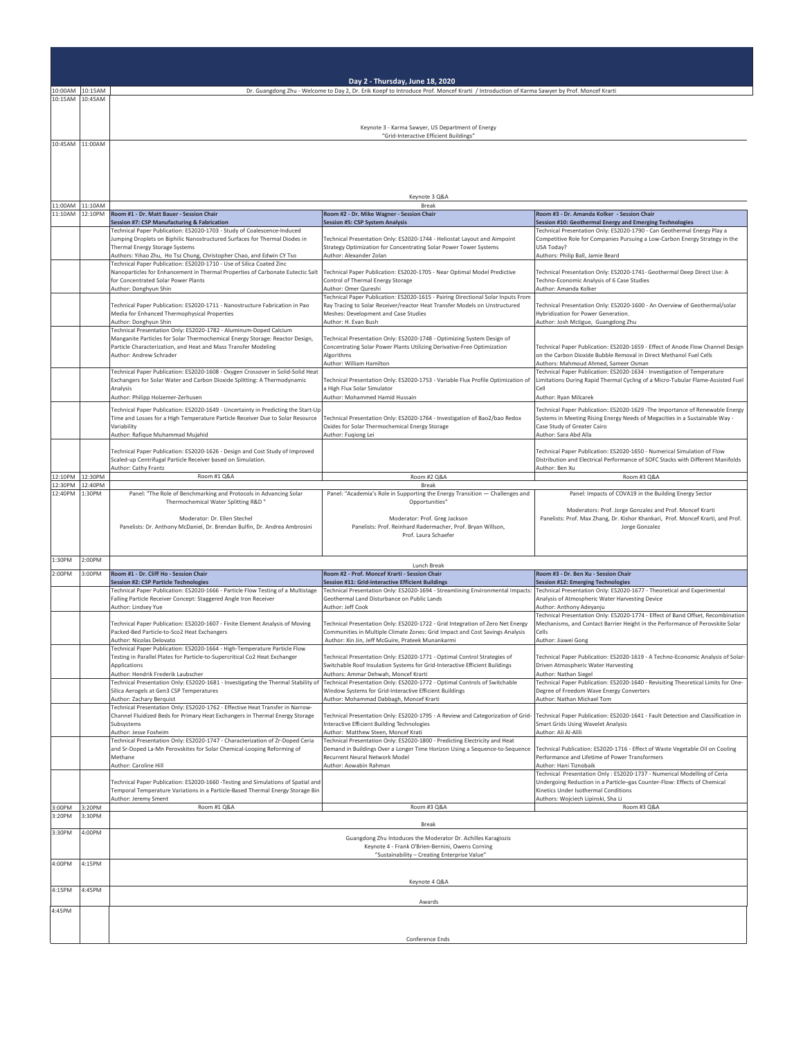## Day 2 - Thursday, June 18, 2020

| Start | End | Room #1 | Room #2 | Room #3 |
|---|---|---|---|---|
| 10:00AM | 10:15AM | Dr. Guangdong Zhu - Welcome to Day 2, Dr. Erik Koepf to Introduce Prof. Moncef Krarti / Introduction of Karma Sawyer by Prof. Moncef Krarti | | |
| 10:15AM | 10:45AM | Keynote 3 - Karma Sawyer, US Department of Energy "Grid-Interactive Efficient Buildings" | | |
| 10:45AM | 11:00AM | Keynote 3 Q&A | | |
| 11:00AM | 11:10AM | Break | | |
| 11:10AM | 12:10PM | **Room #1 - Dr. Matt Bauer - Session Chair** **Session #7: CSP Manufacturing & Fabrication** | **Room #2 - Dr. Mike Wagner - Session Chair** **Session #5: CSP System Analysis** | **Room #3 - Dr. Amanda Kolker - Session Chair** **Session #10: Geothermal Energy and Emerging Technologies** |
| | | Technical Paper Publication: ES2020-1703 - Study of Coalescence-Induced Jumping Droplets on Biphilic Nanostructured Surfaces for Thermal Diodes in Thermal Energy Storage Systems Authors: Yihao Zhu, Ho Tsz Chung, Christopher Chao, and Edwin CY Tso | Technical Presentation Only: ES2020-1744 - Heliostat Layout and Aimpoint Strategy Optimization for Concentrating Solar Power Tower Systems Author: Alexander Zolan | Technical Presentation Only: ES2020-1790 - Can Geothermal Energy Play a Competitive Role for Companies Pursuing a Low-Carbon Energy Strategy in the USA Today? Authors: Philip Ball, Jamie Beard |
| | | Technical Paper Publication: ES2020-1710 - Use of Silica Coated Zinc Nanoparticles for Enhancement in Thermal Properties of Carbonate Eutectic Salt for Concentrated Solar Power Plants Author: Donghyun Shin | Technical Paper Publication: ES2020-1705 - Near Optimal Model Predictive Control of Thermal Energy Storage Author: Omer Qureshi | Technical Presentation Only: ES2020-1741- Geothermal Deep Direct Use: A Techno-Economic Analysis of 6 Case Studies Author: Amanda Kolker |
| | | Technical Paper Publication: ES2020-1711 - Nanostructure Fabrication in Pao Media for Enhanced Thermophysical Properties Author: Donghyun Shin | Technical Paper Publication: ES2020-1615 - Pairing Directional Solar Inputs From Ray Tracing to Solar Receiver/reactor Heat Transfer Models on Unstructured Meshes: Development and Case Studies Author: H. Evan Bush | Technical Presentation Only: ES2020-1600 - An Overview of Geothermal/solar Hybridization for Power Generation. Author: Josh Mctigue, Guangdong Zhu |
| | | Technical Presentation Only: ES2020-1782 - Aluminum-Doped Calcium Manganite Particles for Solar Thermochemical Energy Storage: Reactor Design, Particle Characterization, and Heat and Mass Transfer Modeling Author: Andrew Schrader | Technical Presentation Only: ES2020-1748 - Optimizing System Design of Concentrating Solar Power Plants Utilizing Derivative-Free Optimization Algorithms Author: William Hamilton | Technical Paper Publication: ES2020-1659 - Effect of Anode Flow Channel Design on the Carbon Dioxide Bubble Removal in Direct Methanol Fuel Cells Authors: Mahmoud Ahmed, Sameer Osman |
| | | Technical Paper Publication: ES2020-1608 - Oxygen Crossover in Solid-Solid Heat Exchangers for Solar Water and Carbon Dioxide Splitting: A Thermodynamic Analysis Author: Philipp Holzemer-Zerhusen | Technical Presentation Only: ES2020-1753 - Variable Flux Profile Optimization of a High Flux Solar Simulator Author: Mohammed Hamid Hussain | Technical Paper Publication: ES2020-1634 - Investigation of Temperature Limitations During Rapid Thermal Cycling of a Micro-Tubular Flame-Assisted Fuel Cell Author: Ryan Milcarek |
| | | Technical Paper Publication: ES2020-1649 - Uncertainty in Predicting the Start-Up Time and Losses for a High Temperature Particle Receiver Due to Solar Resource Variability Author: Rafique Muhammad Mujahid | Technical Presentation Only: ES2020-1764 - Investigation of Bao2/bao Redox Oxides for Solar Thermochemical Energy Storage Author: Fuqiong Lei | Technical Paper Publication: ES2020-1629 -The Importance of Renewable Energy Systems in Meeting Rising Energy Needs of Megacities in a Sustainable Way - Case Study of Greater Cairo Author: Sara Abd Alla |
| | | Technical Paper Publication: ES2020-1626 - Design and Cost Study of Improved Scaled-up Centrifugal Particle Receiver based on Simulation. Author: Cathy Frantz | | Technical Paper Publication: ES2020-1650 - Numerical Simulation of Flow Distribution and Electrical Performance of SOFC Stacks with Different Manifolds Author: Ben Xu |
| 12:10PM | 12:30PM | Room #1 Q&A | Room #2 Q&A | Room #3 Q&A |
| 12:30PM | 12:40PM | Break | | |
| 12:40PM | 1:30PM | Panel: "The Role of Benchmarking and Protocols in Advancing Solar Thermochemical Water Splitting R&D " Moderator: Dr. Ellen Stechel Panelists: Dr. Anthony McDaniel, Dr. Brendan Bulfin, Dr. Andrea Ambrosini | Panel: "Academia's Role in Supporting the Energy Transition — Challenges and Opportunities" Moderator: Prof. Greg Jackson Panelists: Prof. Reinhard Radermacher, Prof. Bryan Willson, Prof. Laura Schaefer | Panel: Impacts of COVA19 in the Building Energy Sector Moderators: Prof. Jorge Gonzalez and Prof. Moncef Krarti Panelists: Prof. Max Zhang, Dr. Kishor Khankari, Prof. Moncef Krarti, and Prof. Jorge Gonzalez |
| 1:30PM | 2:00PM | Lunch Break | | |
| 2:00PM | 3:00PM | **Room #1 - Dr. Cliff Ho - Session Chair** **Session #2: CSP Particle Technologies** | **Room #2 - Prof. Moncef Krarti - Session Chair** **Session #11: Grid-Interactive Efficient Buildings** | **Room #3 - Dr. Ben Xu - Session Chair** **Session #12: Emerging Technologies** |
| | | Technical Paper Publication: ES2020-1666 - Particle Flow Testing of a Multistage Falling Particle Receiver Concept: Staggered Angle Iron Receiver Author: Lindsey Yue | Technical Presentation Only: ES2020-1694 - Streamlining Environmental Impacts: Geothermal Land Disturbance on Public Lands Author: Jeff Cook | Technical Presentation Only: ES2020-1677 - Theoretical and Experimental Analysis of Atmospheric Water Harvesting Device Author: Anthony Adeyanju |
| | | Technical Paper Publication: ES2020-1607 - Finite Element Analysis of Moving Packed-Bed Particle-to-Sco2 Heat Exchangers Author: Nicolas Delovato | Technical Presentation Only: ES2020-1722 - Grid Integration of Zero Net Energy Communities in Multiple Climate Zones: Grid Impact and Cost Savings Analysis Author: Xin Jin, Jeff McGuire, Prateek Munankarmi | Technical Presentation Only: ES2020-1774 - Effect of Band Offset, Recombination Mechanisms, and Contact Barrier Height in the Performance of Perovskite Solar Cells Author: Jiawei Gong |
| | | Technical Paper Publication: ES2020-1664 - High-Temperature Particle Flow Testing in Parallel Plates for Particle-to-Supercritical Co2 Heat Exchanger Applications Author: Hendrik Frederik Laubscher | Technical Presentation Only: ES2020-1771 - Optimal Control Strategies of Switchable Roof Insulation Systems for Grid-Interactive Efficient Buildings Authors: Ammar Dehwah, Moncef Krarti | Technical Paper Publication: ES2020-1619 - A Techno-Economic Analysis of Solar-Driven Atmospheric Water Harvesting Author: Nathan Siegel |
| | | Technical Presentation Only: ES2020-1681 - Investigating the Thermal Stability of Silica Aerogels at Gen3 CSP Temperatures Author: Zachary Berquist | Technical Presentation Only: ES2020-1772 - Optimal Controls of Switchable Window Systems for Grid-Interactive Efficient Buildings Author: Mohammad Dabbagh, Moncef Krarti | Technical Paper Publication: ES2020-1640 - Revisiting Theoretical Limits for One-Degree of Freedom Wave Energy Converters Author: Nathan Michael Tom |
| | | Technical Presentation Only: ES2020-1762 - Effective Heat Transfer in Narrow-Channel Fluidized Beds for Primary Heat Exchangers in Thermal Energy Storage Subsystems Author: Jesse Fosheim | Technical Presentation Only: ES2020-1795 - A Review and Categorization of Grid-Interactive Efficient Building Technologies Author: Matthew Steen, Moncef Krati | Technical Paper Publication: ES2020-1641 - Fault Detection and Classification in Smart Grids Using Wavelet Analysis Author: Ali Al-Alili |
| | | Technical Presentation Only: ES2020-1747 - Characterization of Zr-Doped Ceria and Sr-Doped La-Mn Perovskites for Solar Chemical-Looping Reforming of Methane Author: Caroline Hill | Technical Presentation Only: ES2020-1800 - Predicting Electricity and Heat Demand in Buildings Over a Longer Time Horizon Using a Sequence-to-Sequence Recurrent Neural Network Model Author: Aowabin Rahman | Technical Publication: ES2020-1716 - Effect of Waste Vegetable Oil on Cooling Performance and Lifetime of Power Transformers Author: Hani Tiznobaik |
| | | Technical Paper Publication: ES2020-1660 -Testing and Simulations of Spatial and Temporal Temperature Variations in a Particle-Based Thermal Energy Storage Bin Author: Jeremy Sment | | Technical Presentation Only : ES2020-1737 - Numerical Modelling of Ceria Undergoing Reduction in a Particle–gas Counter-Flow: Effects of Chemical Kinetics Under Isothermal Conditions Authors: Wojciech Lipinski, Sha Li |
| 3:00PM | 3:20PM | Room #1 Q&A | Room #3 Q&A | Room #3 Q&A |
| 3:20PM | 3:30PM | Break | | |
| 3:30PM | 4:00PM | Guangdong Zhu Intoduces the Moderator Dr. Achilles Karagiozis Keynote 4 - Frank O'Brien-Bernini, Owens Corning "Sustainability – Creating Enterprise Value" | | |
| 4:00PM | 4:15PM | Keynote 4 Q&A | | |
| 4:15PM | 4:45PM | Awards | | |
| 4:45PM | | Conference Ends | | |